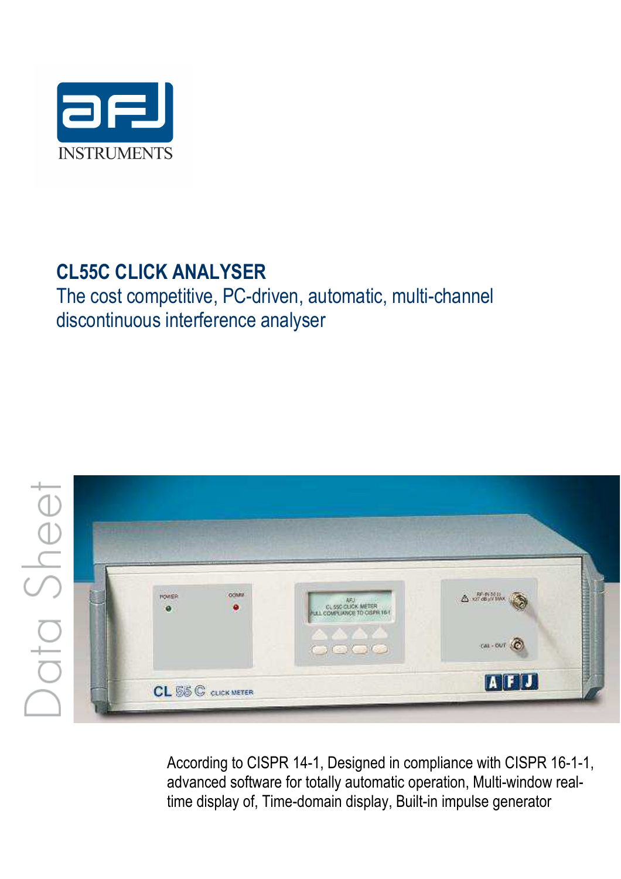AFJ INSTRUMENTS

# CL55C CLICK ANALYSER

## The cost competitive, PC-driven, automatic, multi-channel discontinuous interference analyser

Data Sheet

According to CISPR 14-1, Designed in compliance with CISPR 16-1-1, advanced software for totally automatic operation, Multi-window real-time display of, Time-domain display, Built-in impulse generator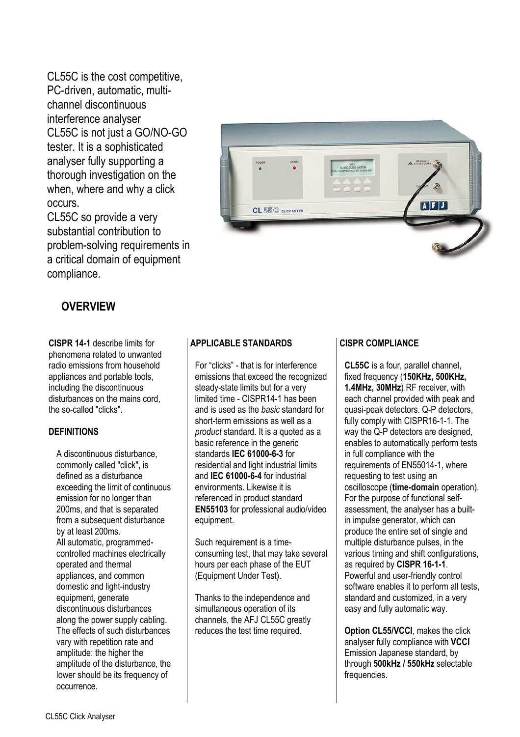CL55C is the cost competitive, PC-driven, automatic, multi-channel discontinuous interference analyser
CL55C is not just a GO/NO-GO tester. It is a sophisticated analyser fully supporting a thorough investigation on the when, where and why a click occurs.
CL55C so provide a very substantial contribution to problem-solving requirements in a critical domain of equipment compliance.

## OVERVIEW

**CISPR 14-1** describe limits for phenomena related to unwanted radio emissions from household appliances and portable tools, including the discontinuous disturbances on the mains cord, the so-called "clicks".

### DEFINITIONS

A discontinuous disturbance, commonly called "click", is defined as a disturbance exceeding the limit of continuous emission for no longer than 200ms, and that is separated from a subsequent disturbance by at least 200ms.
All automatic, programmed-controlled machines electrically operated and thermal appliances, and common domestic and light-industry equipment, generate discontinuous disturbances along the power supply cabling. The effects of such disturbances vary with repetition rate and amplitude: the higher the amplitude of the disturbance, the lower should be its frequency of occurrence.

### APPLICABLE STANDARDS

For "clicks" - that is for interference emissions that exceed the recognized steady-state limits but for a very limited time - CISPR14-1 has been and is used as the *basic* standard for short-term emissions as well as a *product* standard. It is a quoted as a basic reference in the generic standards **IEC 61000-6-3** for residential and light industrial limits and **IEC 61000-6-4** for industrial environments. Likewise it is referenced in product standard **EN55103** for professional audio/video equipment.

Such requirement is a time-consuming test, that may take several hours per each phase of the EUT (Equipment Under Test).

Thanks to the independence and simultaneous operation of its channels, the AFJ CL55C greatly reduces the test time required.

### CISPR COMPLIANCE

**CL55C** is a four, parallel channel, fixed frequency (**150KHz, 500KHz, 1.4MHz, 30MHz**) RF receiver, with each channel provided with peak and quasi-peak detectors. Q-P detectors, fully comply with CISPR16-1-1. The way the Q-P detectors are designed, enables to automatically perform tests in full compliance with the requirements of EN55014-1, where requesting to test using an oscilloscope (**time-domain** operation).
For the purpose of functional self-assessment, the analyser has a built-in impulse generator, which can produce the entire set of single and multiple disturbance pulses, in the various timing and shift configurations, as required by **CISPR 16-1-1**.
Powerful and user-friendly control software enables it to perform all tests, standard and customized, in a very easy and fully automatic way.

**Option CL55/VCCI**, makes the click analyser fully compliance with **VCCI** Emission Japanese standard, by through **500kHz / 550kHz** selectable frequencies.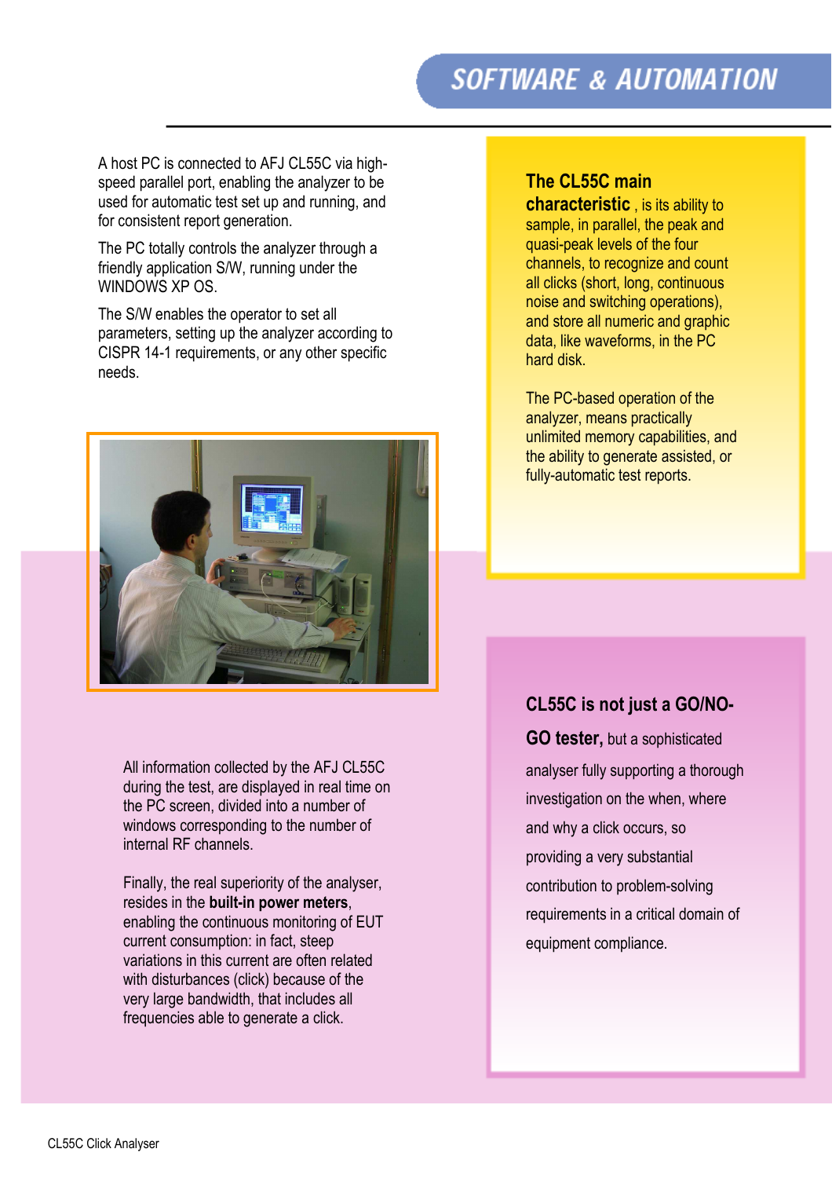## SOFTWARE & AUTOMATION

A host PC is connected to AFJ CL55C via high-speed parallel port, enabling the analyzer to be used for automatic test set up and running, and for consistent report generation.

The PC totally controls the analyzer through a friendly application S/W, running under the WINDOWS XP OS.

The S/W enables the operator to set all parameters, setting up the analyzer according to CISPR 14-1 requirements, or any other specific needs.

**The CL55C main characteristic** , is its ability to sample, in parallel, the peak and quasi-peak levels of the four channels, to recognize and count all clicks (short, long, continuous noise and switching operations), and store all numeric and graphic data, like waveforms, in the PC hard disk.

The PC-based operation of the analyzer, means practically unlimited memory capabilities, and the ability to generate assisted, or fully-automatic test reports.

All information collected by the AFJ CL55C during the test, are displayed in real time on the PC screen, divided into a number of windows corresponding to the number of internal RF channels.

Finally, the real superiority of the analyser, resides in the **built-in power meters**, enabling the continuous monitoring of EUT current consumption: in fact, steep variations in this current are often related with disturbances (click) because of the very large bandwidth, that includes all frequencies able to generate a click.

**CL55C is not just a GO/NO-GO tester,** but a sophisticated analyser fully supporting a thorough investigation on the when, where and why a click occurs, so providing a very substantial contribution to problem-solving requirements in a critical domain of equipment compliance.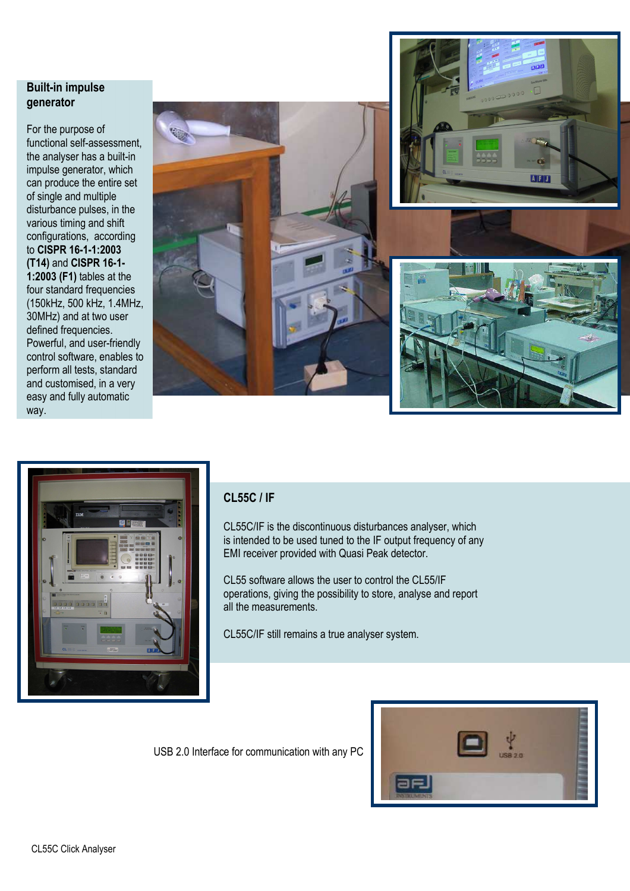## Built-in impulse generator

For the purpose of functional self-assessment, the analyser has a built-in impulse generator, which can produce the entire set of single and multiple disturbance pulses, in the various timing and shift configurations, according to **CISPR 16-1-1:2003 (T14)** and **CISPR 16-1-1:2003 (F1)** tables at the four standard frequencies (150kHz, 500 kHz, 1.4MHz, 30MHz) and at two user defined frequencies. Powerful, and user-friendly control software, enables to perform all tests, standard and customised, in a very easy and fully automatic way.

## CL55C / IF

CL55C/IF is the discontinuous disturbances analyser, which is intended to be used tuned to the IF output frequency of any EMI receiver provided with Quasi Peak detector.

CL55 software allows the user to control the CL55/IF operations, giving the possibility to store, analyse and report all the measurements.

CL55C/IF still remains a true analyser system.

USB 2.0 Interface for communication with any PC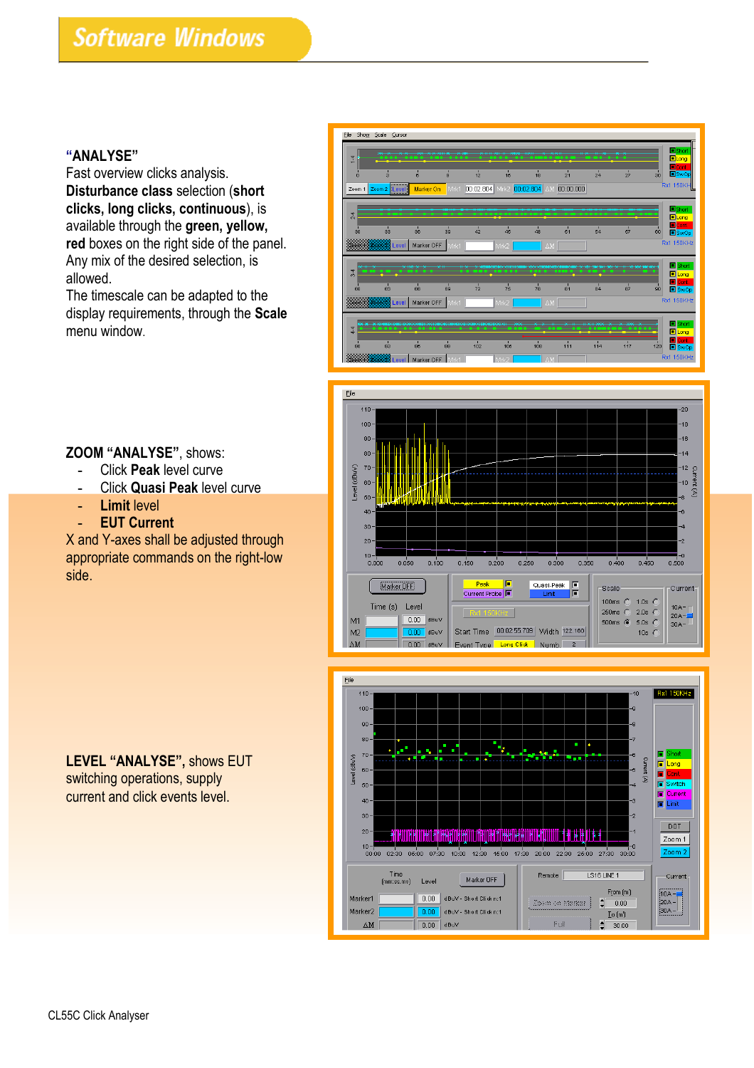# Software Windows

**"ANALYSE"**
Fast overview clicks analysis.
**Disturbance class** selection (**short clicks, long clicks, continuous**), is available through the **green, yellow, red** boxes on the right side of the panel.
Any mix of the desired selection, is allowed.
The timescale can be adapted to the display requirements, through the **Scale** menu window.

**ZOOM "ANALYSE"**, shows:

- Click **Peak** level curve
- Click **Quasi Peak** level curve
- **Limit** level
- **EUT Current**

X and Y-axes shall be adjusted through appropriate commands on the right-low side.

**LEVEL "ANALYSE", shows** EUT switching operations, supply current and click events level.

CL55C Click Analyser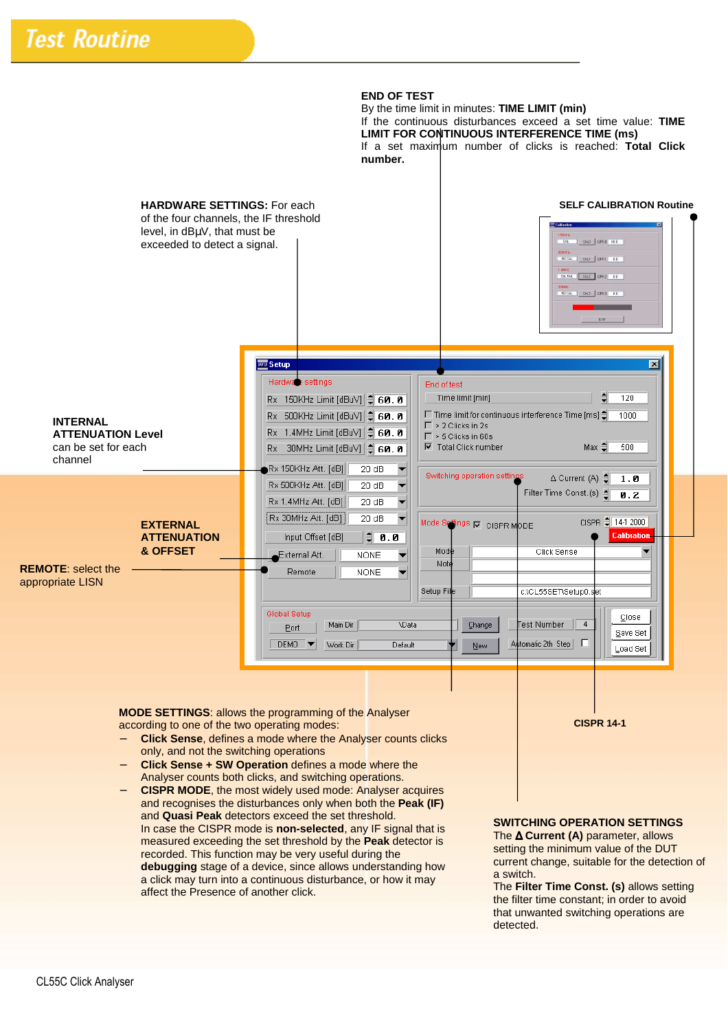# Test Routine

**END OF TEST**
By the time limit in minutes: **TIME LIMIT (min)**
If the continuous disturbances exceed a set time value: **TIME LIMIT FOR CONTINUOUS INTERFERENCE TIME (ms)**
If a set maximum number of clicks is reached: **Total Click number.**

**HARDWARE SETTINGS:** For each of the four channels, the IF threshold level, in dBµV, that must be exceeded to detect a signal.

**SELF CALIBRATION Routine**

**INTERNAL ATTENUATION Level** can be set for each channel

**EXTERNAL ATTENUATION & OFFSET**

**REMOTE**: select the appropriate LISN

**MODE SETTINGS**: allows the programming of the Analyser according to one of the two operating modes:

- **Click Sense**, defines a mode where the Analyser counts clicks only, and not the switching operations
- **Click Sense + SW Operation** defines a mode where the Analyser counts both clicks, and switching operations.
- **CISPR MODE**, the most widely used mode: Analyser acquires and recognises the disturbances only when both the **Peak (IF)** and **Quasi Peak** detectors exceed the set threshold.
  In case the CISPR mode is **non-selected**, any IF signal that is measured exceeding the set threshold by the **Peak** detector is recorded. This function may be very useful during the **debugging** stage of a device, since allows understanding how a click may turn into a continuous disturbance, or how it may affect the Presence of another click.

**CISPR 14-1**

**SWITCHING OPERATION SETTINGS**
The **Δ Current (A)** parameter, allows setting the minimum value of the DUT current change, suitable for the detection of a switch.
The **Filter Time Const. (s)** allows setting the filter time constant; in order to avoid that unwanted switching operations are detected.

CL55C Click Analyser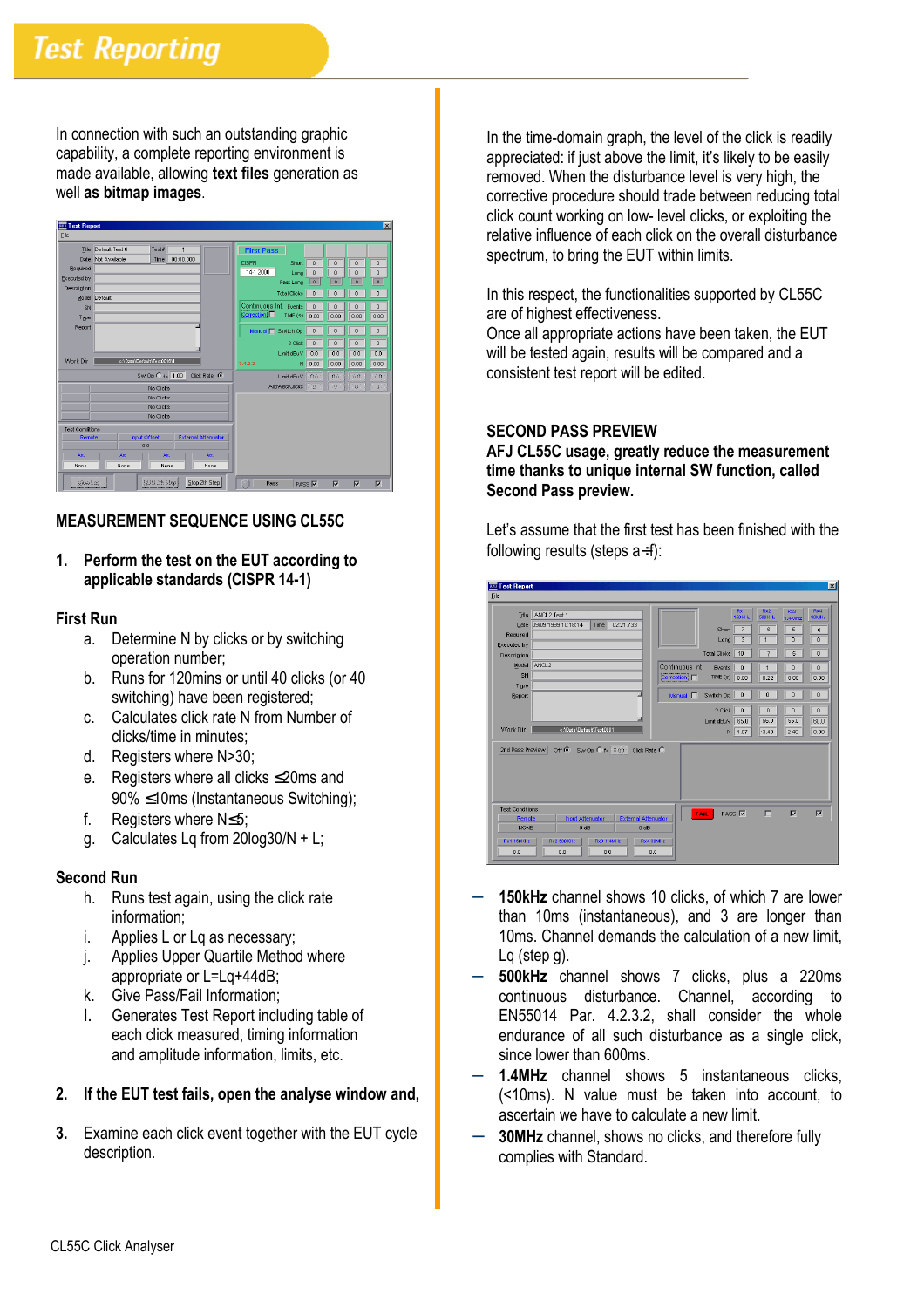# Test Reporting

In connection with such an outstanding graphic capability, a complete reporting environment is made available, allowing **text files** generation as well **as bitmap images**.

**MEASUREMENT SEQUENCE USING CL55C**

1. **Perform the test on the EUT according to applicable standards (CISPR 14-1)**

**First Run**

a. Determine N by clicks or by switching operation number;
b. Runs for 120mins or until 40 clicks (or 40 switching) have been registered;
c. Calculates click rate N from Number of clicks/time in minutes;
d. Registers where N>30;
e. Registers where all clicks ≤20ms and 90% ≤10ms (Instantaneous Switching);
f. Registers where N≤5;
g. Calculates Lq from 20log30/N + L;

**Second Run**

h. Runs test again, using the click rate information;
i. Applies L or Lq as necessary;
j. Applies Upper Quartile Method where appropriate or L=Lq+44dB;
k. Give Pass/Fail Information;
l. Generates Test Report including table of each click measured, timing information and amplitude information, limits, etc.

2. **If the EUT test fails, open the analyse window and,**

3. Examine each click event together with the EUT cycle description.

In the time-domain graph, the level of the click is readily appreciated: if just above the limit, it's likely to be easily removed. When the disturbance level is very high, the corrective procedure should trade between reducing total click count working on low- level clicks, or exploiting the relative influence of each click on the overall disturbance spectrum, to bring the EUT within limits.

In this respect, the functionalities supported by CL55C are of highest effectiveness.
Once all appropriate actions have been taken, the EUT will be tested again, results will be compared and a consistent test report will be edited.

**SECOND PASS PREVIEW**

**AFJ CL55C usage, greatly reduce the measurement time thanks to unique internal SW function, called Second Pass preview.**

Let's assume that the first test has been finished with the following results (steps a÷f):

- **150kHz** channel shows 10 clicks, of which 7 are lower than 10ms (instantaneous), and 3 are longer than 10ms. Channel demands the calculation of a new limit, Lq (step g).
- **500kHz** channel shows 7 clicks, plus a 220ms continuous disturbance. Channel, according to EN55014 Par. 4.2.3.2, shall consider the whole endurance of all such disturbance as a single click, since lower than 600ms.
- **1.4MHz** channel shows 5 instantaneous clicks, (<10ms). N value must be taken into account, to ascertain we have to calculate a new limit.
- **30MHz** channel, shows no clicks, and therefore fully complies with Standard.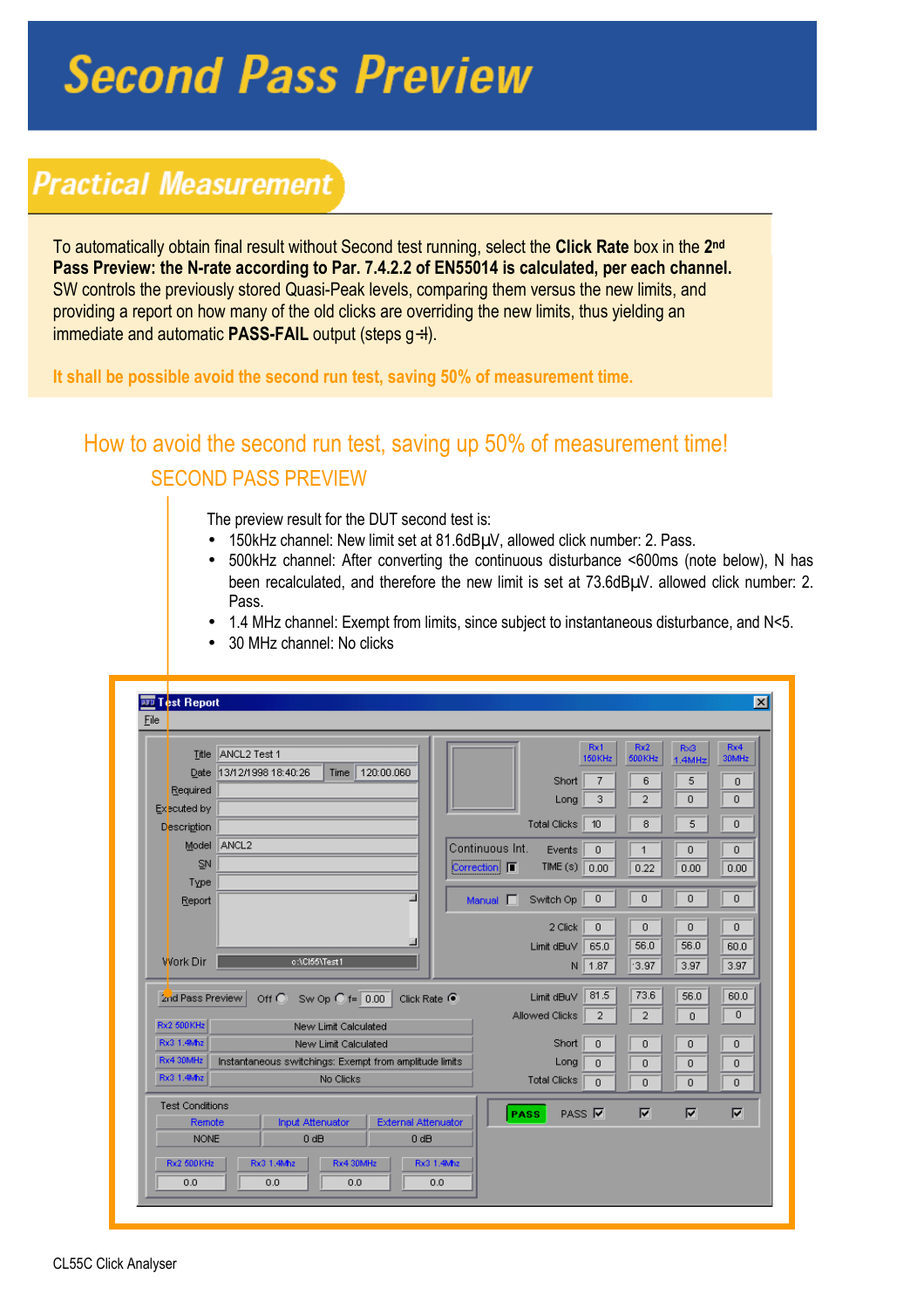# Second Pass Preview

## Practical Measurement

To automatically obtain final result without Second test running, select the **Click Rate** box in the **2nd Pass Preview: the N-rate according to Par. 7.4.2.2 of EN55014 is calculated, per each channel.** SW controls the previously stored Quasi-Peak levels, comparing them versus the new limits, and providing a report on how many of the old clicks are overriding the new limits, thus yielding an immediate and automatic **PASS-FAIL** output (steps g-l).

**It shall be possible avoid the second run test, saving 50% of measurement time.**

### How to avoid the second run test, saving up 50% of measurement time!

### SECOND PASS PREVIEW

The preview result for the DUT second test is:

- 150kHz channel: New limit set at 81.6dBµV, allowed click number: 2. Pass.
- 500kHz channel: After converting the continuous disturbance <600ms (note below), N has been recalculated, and therefore the new limit is set at 73.6dBµV. allowed click number: 2. Pass.
- 1.4 MHz channel: Exempt from limits, since subject to instantaneous disturbance, and N<5.
- 30 MHz channel: No clicks

**Test Report**

File

| Field | Value |
|---|---|
| Title | ANCL2 Test 1 |
| Date | 13/12/1998 18:40:26 |
| Time | 120:00.060 |
| Required | |
| Executed by | |
| Description | |
| Model | ANCL2 |
| SN | |
| Type | |
| Report | |
| Work Dir | c:\Cl55\Test1 |

| | Rx1 150KHz | Rx2 500KHz | Rx3 1.4MHz | Rx4 30MHz |
|---|---|---|---|---|
| Short | 7 | 6 | 5 | 0 |
| Long | 3 | 2 | 0 | 0 |
| Total Clicks | 10 | 8 | 5 | 0 |
| Continuous Int. Events | 0 | 1 | 0 | 0 |
| Correction TIME (s) | 0.00 | 0.22 | 0.00 | 0.00 |
| Manual Switch Op | 0 | 0 | 0 | 0 |
| 2 Click | 0 | 0 | 0 | 0 |
| Limit dBuV | 65.0 | 56.0 | 56.0 | 60.0 |
| N | 1.87 | 3.97 | 3.97 | 3.97 |

2nd Pass Preview: Off ○ Sw Op ○ f= 0.00 Click Rate ●

| Channel | Status |
|---|---|
| Rx2 500KHz | New Limit Calculated |
| Rx3 1.4Mhz | New Limit Calculated |
| Rx4 30MHz | Instantaneous switchings: Exempt from amplitude limits |
| Rx3 1.4Mhz | No Clicks |

| | Rx1 | Rx2 | Rx3 | Rx4 |
|---|---|---|---|---|
| Limit dBuV | 81.5 | 73.6 | 56.0 | 60.0 |
| Allowed Clicks | 2 | 2 | 0 | 0 |
| Short | 0 | 0 | 0 | 0 |
| Long | 0 | 0 | 0 | 0 |
| Total Clicks | 0 | 0 | 0 | 0 |
| PASS | ☑ | ☑ | ☑ | ☑ |

PASS

Test Conditions

| Remote | Input Attenuator | External Attenuator |
|---|---|---|
| NONE | 0 dB | 0 dB |

| Rx2 500KHz | Rx3 1.4Mhz | Rx4 30MHz | Rx3 1.4Mhz |
|---|---|---|---|
| 0.0 | 0.0 | 0.0 | 0.0 |

CL55C Click Analyser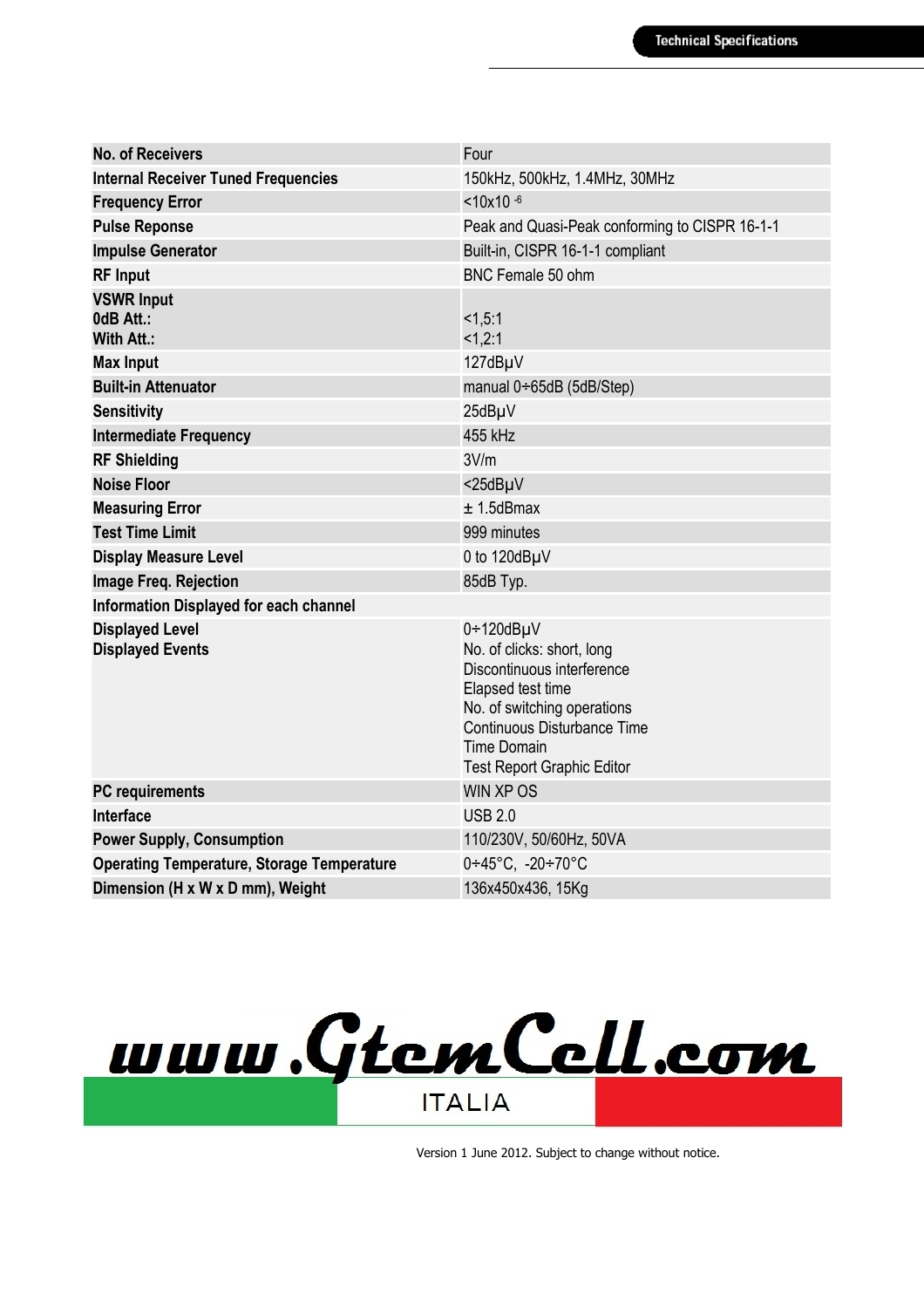| | |
|---|---|
| **No. of Receivers** | Four |
| **Internal Receiver Tuned Frequencies** | 150kHz, 500kHz, 1.4MHz, 30MHz |
| **Frequency Error** | $<10x10^{-6}$ |
| **Pulse Reponse** | Peak and Quasi-Peak conforming to CISPR 16-1-1 |
| **Impulse Generator** | Built-in, CISPR 16-1-1 compliant |
| **RF Input** | BNC Female 50 ohm |
| **VSWR Input**<br>**0dB Att.:**<br>**With Att.:** | <br><1,5:1<br><1,2:1 |
| **Max Input** | 127dBµV |
| **Built-in Attenuator** | manual 0÷65dB (5dB/Step) |
| **Sensitivity** | 25dBµV |
| **Intermediate Frequency** | 455 kHz |
| **RF Shielding** | 3V/m |
| **Noise Floor** | <25dBµV |
| **Measuring Error** | ± 1.5dBmax |
| **Test Time Limit** | 999 minutes |
| **Display Measure Level** | 0 to 120dBµV |
| **Image Freq. Rejection** | 85dB Typ. |
| **Information Displayed for each channel** | |
| **Displayed Level**<br>**Displayed Events** | 0÷120dBµV<br>No. of clicks: short, long<br>Discontinuous interference<br>Elapsed test time<br>No. of switching operations<br>Continuous Disturbance Time<br>Time Domain<br>Test Report Graphic Editor |
| **PC requirements** | WIN XP OS |
| **Interface** | USB 2.0 |
| **Power Supply, Consumption** | 110/230V, 50/60Hz, 50VA |
| **Operating Temperature, Storage Temperature** | 0÷45°C, -20÷70°C |
| **Dimension (H x W x D mm), Weight** | 136x450x436, 15Kg |

www.GtemCell.com

ITALIA

Version 1 June 2012. Subject to change without notice.